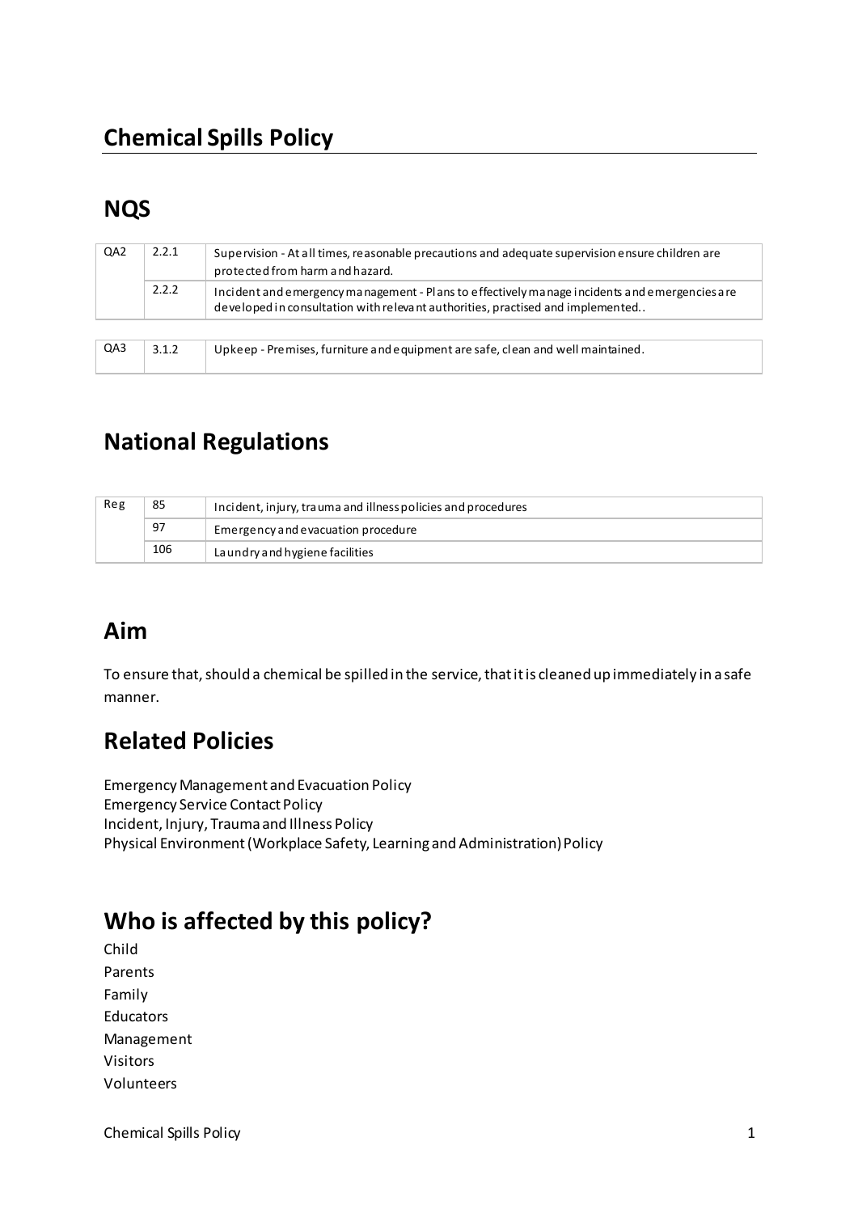# Chemical Spills Policy

## NQS

| | | |
|---|---|---|
| QA2 | 2.2.1 | Supervision - At all times, reasonable precautions and adequate supervision ensure children are protected from harm and hazard. |
| | 2.2.2 | Incident and emergency management - Plans to effectively manage incidents and emergencies are developed in consultation with relevant authorities, practised and implemented.. |

| | | |
|---|---|---|
| QA3 | 3.1.2 | Upkeep - Premises, furniture and equipment are safe, clean and well maintained. |

## National Regulations

| | | |
|---|---|---|
| Reg | 85 | Incident, injury, trauma and illness policies and procedures |
| | 97 | Emergency and evacuation procedure |
| | 106 | Laundry and hygiene facilities |

## Aim

To ensure that, should a chemical be spilled in the service, that it is cleaned up immediately in a safe manner.

## Related Policies

Emergency Management and Evacuation Policy
Emergency Service Contact Policy
Incident, Injury, Trauma and Illness Policy
Physical Environment (Workplace Safety, Learning and Administration) Policy

## Who is affected by this policy?

Child
Parents
Family
Educators
Management
Visitors
Volunteers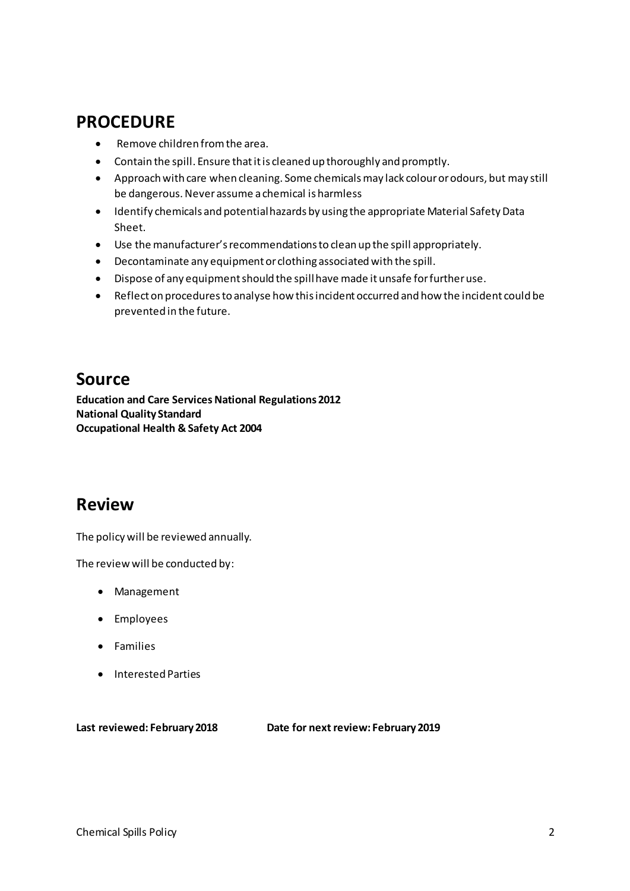## PROCEDURE

- Remove children from the area.
- Contain the spill. Ensure that it is cleaned up thoroughly and promptly.
- Approach with care when cleaning. Some chemicals may lack colour or odours, but may still be dangerous. Never assume a chemical is harmless
- Identify chemicals and potential hazards by using the appropriate Material Safety Data Sheet.
- Use the manufacturer's recommendations to clean up the spill appropriately.
- Decontaminate any equipment or clothing associated with the spill.
- Dispose of any equipment should the spill have made it unsafe for further use.
- Reflect on procedures to analyse how this incident occurred and how the incident could be prevented in the future.

## Source

**Education and Care Services National Regulations 2012**
**National Quality Standard**
**Occupational Health & Safety Act 2004**

## Review

The policy will be reviewed annually.

The review will be conducted by:

- Management
- Employees
- Families
- Interested Parties

**Last reviewed: February 2018** **Date for next review: February 2019**